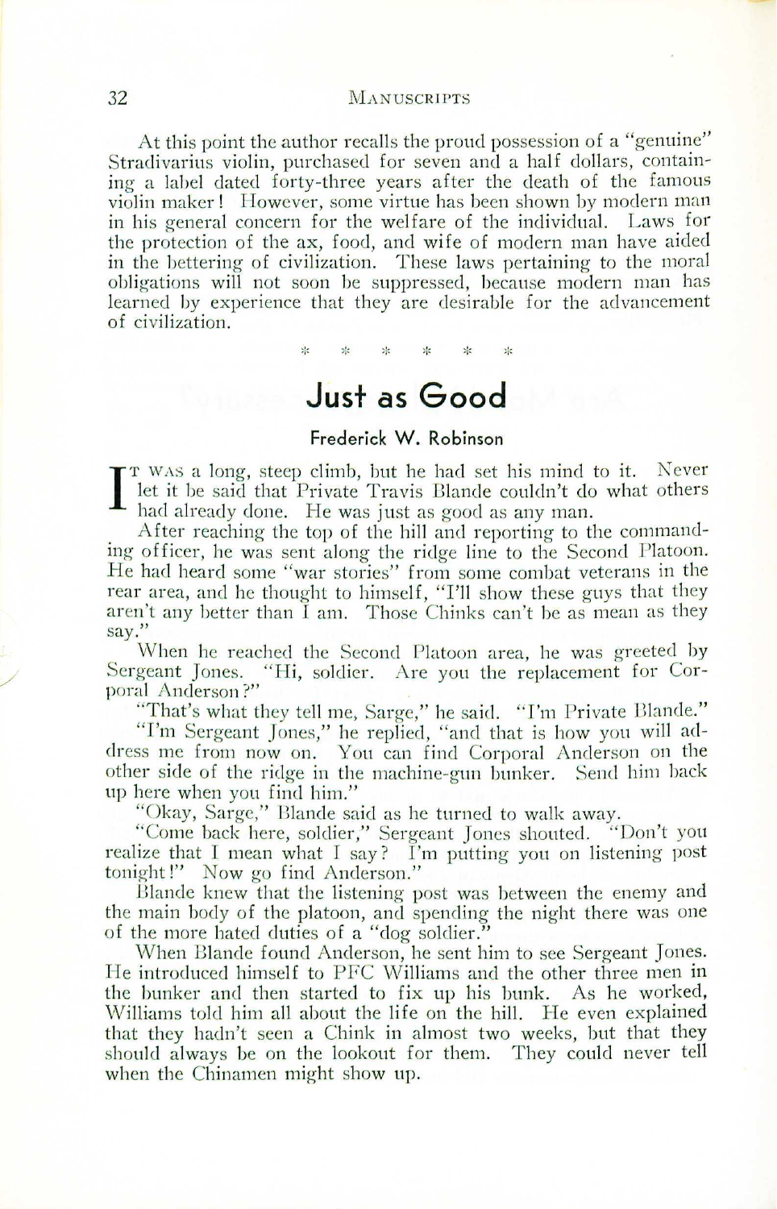At this point the author recalls the proud possession of a "genuine" Stradivarius violin, purchased for seven and a half dollars, containing a label dated forty-three years after the death of the famous violin maker! However, some virtue has been shown by modern man in his general concern for the welfare of the individual. Laws for the protection of the ax, food, and wife of modern man have aided in the bettering of civilization. These laws pertaining to the moral obligations will not soon be suppressed, because modern man has learned by experience that they are desirable for the advancement of civilization.

\* \* \* \* \* \*

# Just as Good

### Frederick W. Robinson

IT WAS a long, steep climb, but he had set his mind to it. Never let it be said that Private Travis Blande couldn't do what others had already done. He was just as good as any man.

After reaching the top of the hill and reporting to the commanding officer, he was sent along the ridge line to the Second Platoon. He had heard some "war stories" from some combat veterans in the rear area, and he thought to himself, "I'll show these guys that they aren't any better than I am. Those Chinks can't be as mean as they say."

When he reached the Second Platoon area, he was greeted by Sergeant Jones. "Hi, soldier. Are you the replacement for Corporal Anderson?"

"That's what they tell me, Sarge," he said. "I'm Private Blande."

"I'm Sergeant Jones," he replied, "and that is how you will address me from now on. You can find Corporal Anderson on the other side of the ridge in the machine-gun bunker. Send him back up here when you find him."

"Okay, Sarge," Blande said as he turned to walk away.

"Come back here, soldier," Sergeant Jones shouted. "Don't you realize that I mean what I say? I'm putting you on listening post tonight!" Now go find Anderson."

Blande knew that the listening post was between the enemy and the main body of the platoon, and spending the night there was one of the more hated duties of a "dog soldier."

When Blande found Anderson, he sent him to see Sergeant Jones. He introduced himself to PFC Williams and the other three men in the bunker and then started to fix up his bunk. As he worked, Williams told him all about the life on the hill. He even explained that they hadn't seen a Chink in almost two weeks, but that they should always be on the lookout for them. They could never tell when the Chinamen might show up.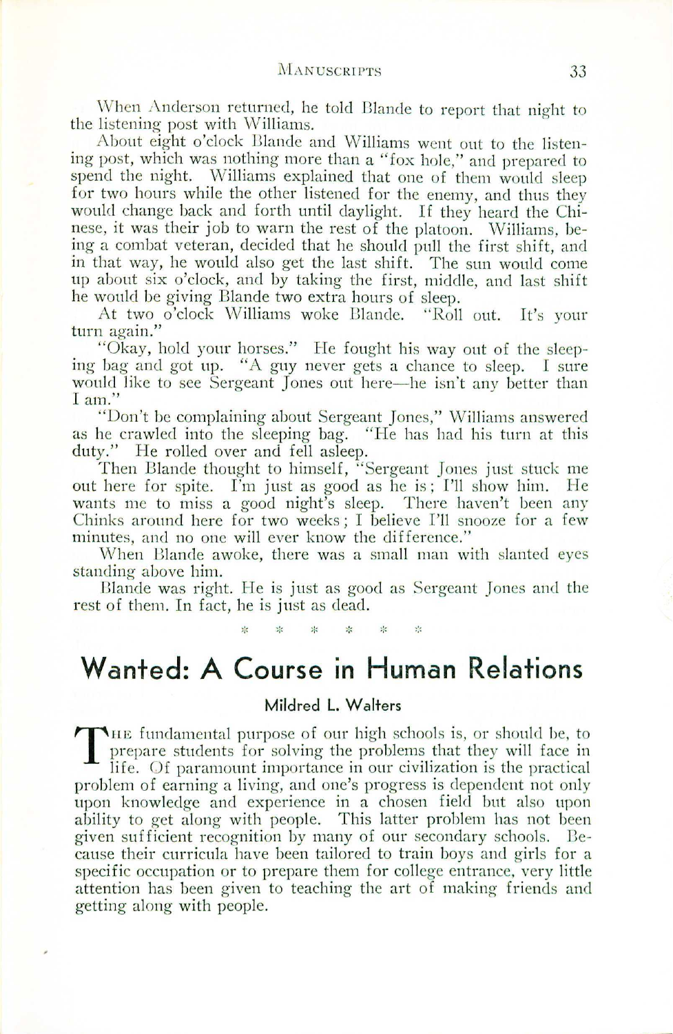When Anderson returned, he told Blande to report that night to the listening post with Williams.

About eight o'clock Blande and Williams went out to the listening post, which was nothing more than a "fox hole," and prepared to spend the night. Williams explained that one of them would sleep for two hours while the other listened for the enemy, and thus they would change back and forth until daylight. If they heard the Chinese, it was their job to warn the rest of the platoon. Williams, being a combat veteran, decided that he should pull the first shift, and in that way, he would also get the last shift. The sun would come up about six o'clock, and by taking the first, middle, and last shift he would be giving Blande two extra hours of sleep.

At two o'clock Williams woke Blande. "Roll out. It's your turn again."

"Okay, hold your horses." He fought his way out of the sleeping bag and got up. "A guy never gets a chance to sleep. I sure would like to see Sergeant Jones out here—he isn't any better than I am."

"Don't be complaining about Sergeant Jones," Williams answered as he crawled into the sleeping bag. "He has had his turn at this duty." He rolled over and fell asleep.

Then Blande thought to himself, "Sergeant Jones just stuck me out here for spite. I'm just as good as he is; I'll show him. He wants me to miss a good night's sleep. There haven't been any Chinks around here for two weeks; I believe I'll snooze for a few minutes, and no one will ever know the difference."

When Blande awoke, there was a small man with slanted eyes standing above him.

Blande was right. He is just as good as Sergeant Jones and the rest of them. In fact, he is just as dead.

\* \* \* \* \* \*

# Wanted: A Course in Human Relations

### Mildred L. Walters

The fundamental purpose of our high schools is, or should be, to prepare students for solving the problems that they will face in life. Of paramount importance in our civilization is the practical problem of earning a living, and one's progress is dependent not only upon knowledge and experience in a chosen field but also upon ability to get along with people. This latter problem has not been given sufficient recognition by many of our secondary schools. Because their curricula have been tailored to train boys and girls for a specific occupation or to prepare them for college entrance, very little attention has been given to teaching the art of making friends and getting along with people.